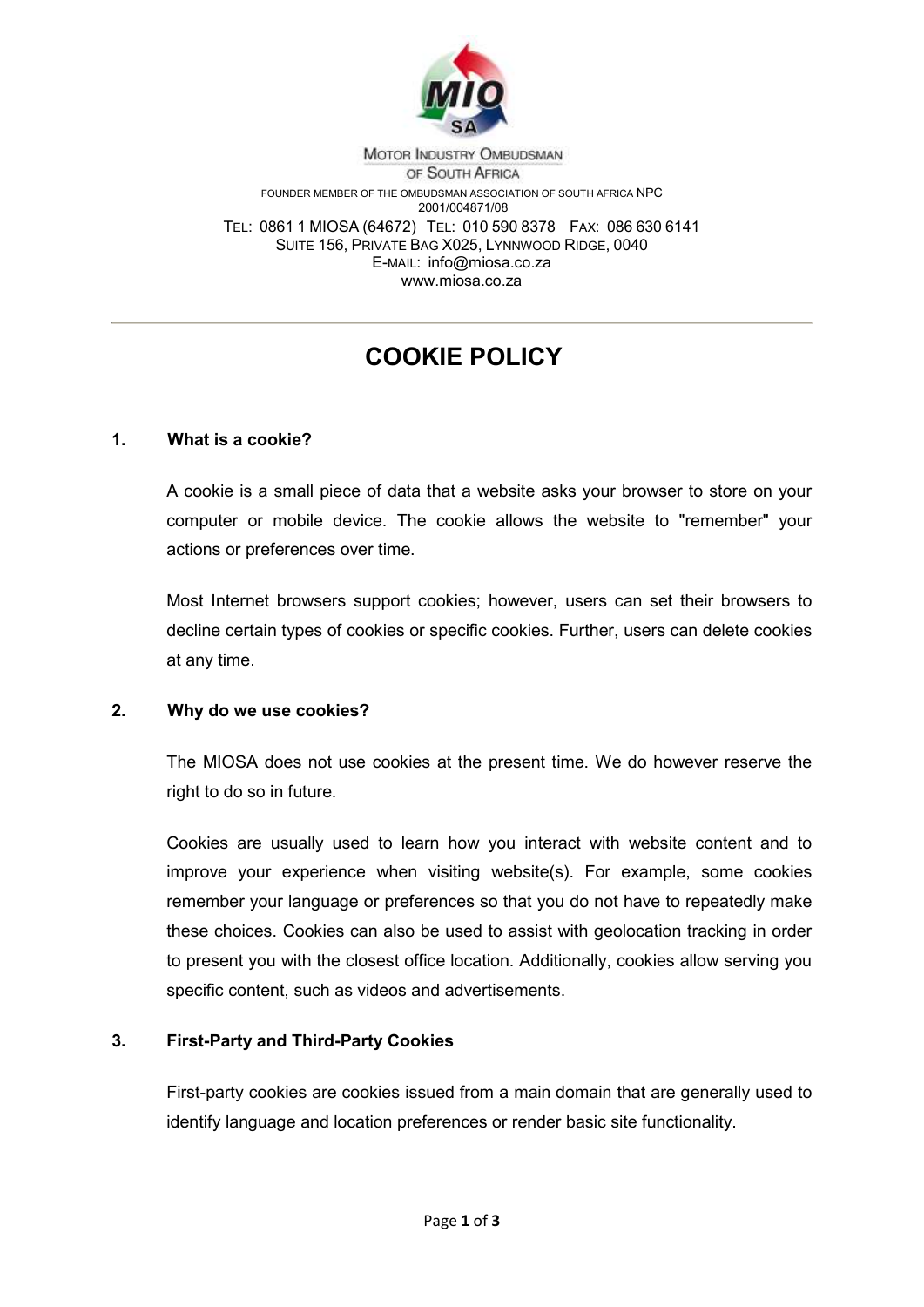MOTOR INDUSTRY OMBUDSMAN
OF SOUTH AFRICA

FOUNDER MEMBER OF THE OMBUDSMAN ASSOCIATION OF SOUTH AFRICA NPC
2001/004871/08

TEL: 0861 1 MIOSA (64672) TEL: 010 590 8378 FAX: 086 630 6141
SUITE 156, PRIVATE BAG X025, LYNNWOOD RIDGE, 0040
E-MAIL: info@miosa.co.za
www.miosa.co.za

---

# COOKIE POLICY

## 1. What is a cookie?

A cookie is a small piece of data that a website asks your browser to store on your computer or mobile device. The cookie allows the website to "remember" your actions or preferences over time.

Most Internet browsers support cookies; however, users can set their browsers to decline certain types of cookies or specific cookies. Further, users can delete cookies at any time.

## 2. Why do we use cookies?

The MIOSA does not use cookies at the present time. We do however reserve the right to do so in future.

Cookies are usually used to learn how you interact with website content and to improve your experience when visiting website(s). For example, some cookies remember your language or preferences so that you do not have to repeatedly make these choices. Cookies can also be used to assist with geolocation tracking in order to present you with the closest office location. Additionally, cookies allow serving you specific content, such as videos and advertisements.

## 3. First-Party and Third-Party Cookies

First-party cookies are cookies issued from a main domain that are generally used to identify language and location preferences or render basic site functionality.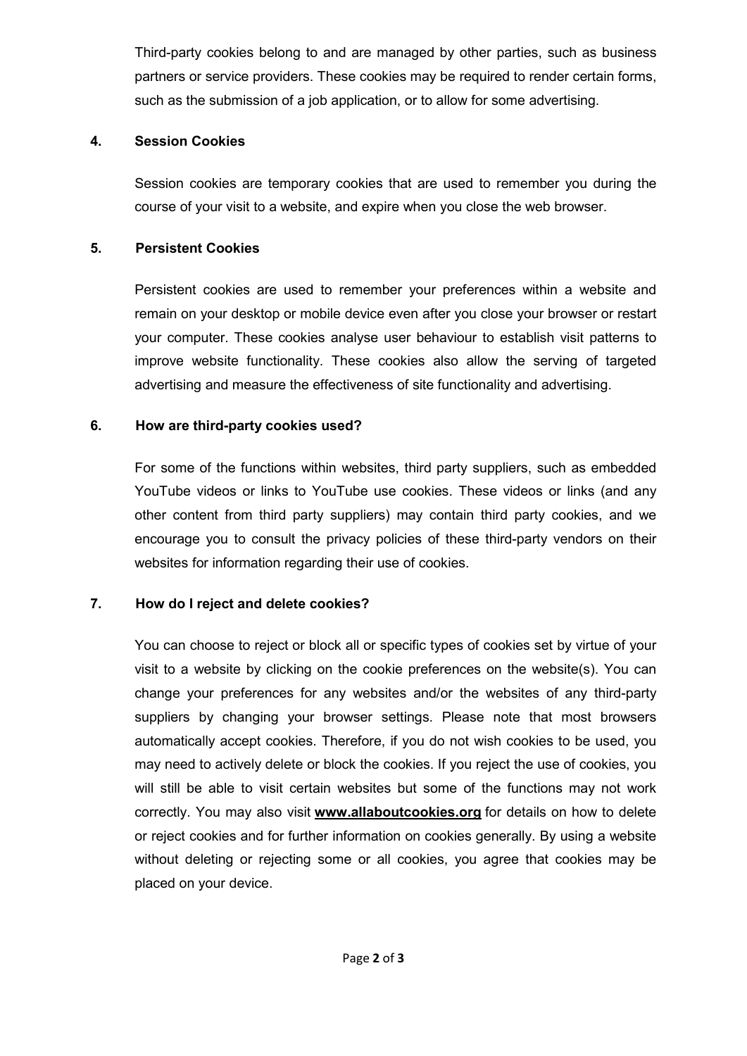Third-party cookies belong to and are managed by other parties, such as business partners or service providers. These cookies may be required to render certain forms, such as the submission of a job application, or to allow for some advertising.

### 4. Session Cookies

Session cookies are temporary cookies that are used to remember you during the course of your visit to a website, and expire when you close the web browser.

### 5. Persistent Cookies

Persistent cookies are used to remember your preferences within a website and remain on your desktop or mobile device even after you close your browser or restart your computer. These cookies analyse user behaviour to establish visit patterns to improve website functionality. These cookies also allow the serving of targeted advertising and measure the effectiveness of site functionality and advertising.

### 6. How are third-party cookies used?

For some of the functions within websites, third party suppliers, such as embedded YouTube videos or links to YouTube use cookies. These videos or links (and any other content from third party suppliers) may contain third party cookies, and we encourage you to consult the privacy policies of these third-party vendors on their websites for information regarding their use of cookies.

### 7. How do I reject and delete cookies?

You can choose to reject or block all or specific types of cookies set by virtue of your visit to a website by clicking on the cookie preferences on the website(s). You can change your preferences for any websites and/or the websites of any third-party suppliers by changing your browser settings. Please note that most browsers automatically accept cookies. Therefore, if you do not wish cookies to be used, you may need to actively delete or block the cookies. If you reject the use of cookies, you will still be able to visit certain websites but some of the functions may not work correctly. You may also visit **www.allaboutcookies.org** for details on how to delete or reject cookies and for further information on cookies generally. By using a website without deleting or rejecting some or all cookies, you agree that cookies may be placed on your device.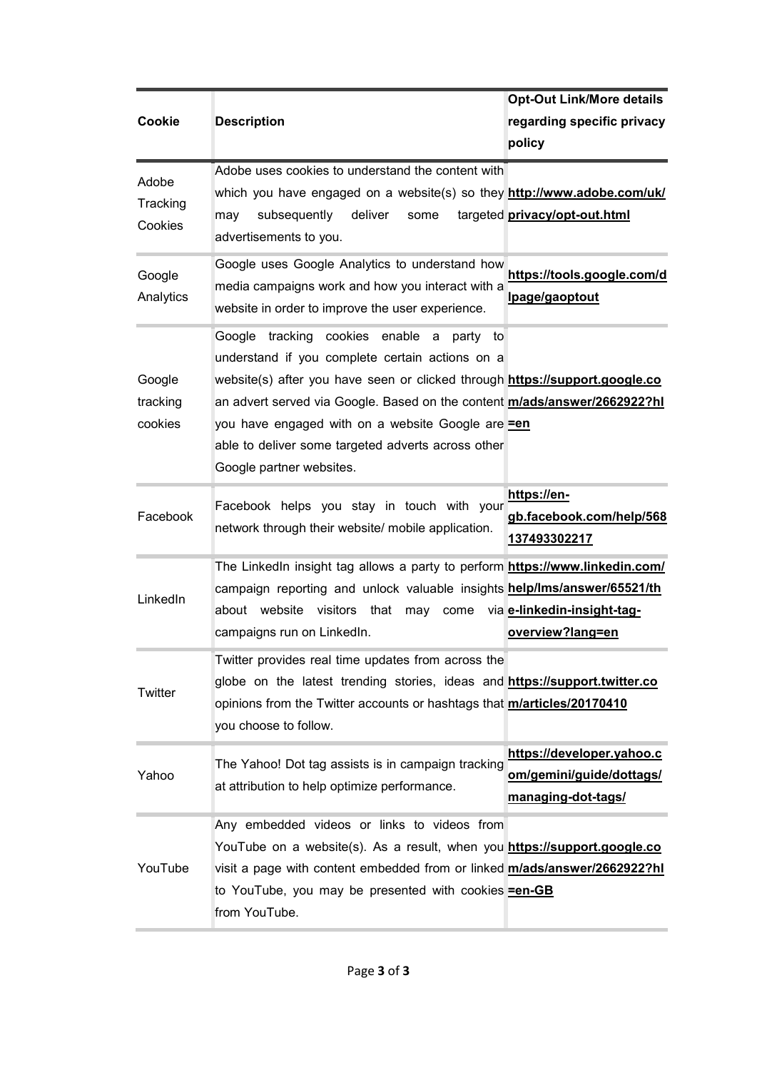| Cookie | Description | Opt-Out Link/More details regarding specific privacy policy |
|---|---|---|
| Adobe Tracking Cookies | Adobe uses cookies to understand the content with which you have engaged on a website(s) so they may subsequently deliver some targeted advertisements to you. | **http://www.adobe.com/uk/privacy/opt-out.html** |
| Google Analytics | Google uses Google Analytics to understand how media campaigns work and how you interact with a website in order to improve the user experience. | **https://tools.google.com/dlpage/gaoptout** |
| Google tracking cookies | Google tracking cookies enable a party to understand if you complete certain actions on a website(s) after you have seen or clicked through an advert served via Google. Based on the content you have engaged with on a website Google are able to deliver some targeted adverts across other Google partner websites. | **https://support.google.com/ads/answer/2662922?hl=en** |
| Facebook | Facebook helps you stay in touch with your network through their website/ mobile application. | **https://en-gb.facebook.com/help/568137493302217** |
| LinkedIn | The LinkedIn insight tag allows a party to perform campaign reporting and unlock valuable insights about website visitors that may come via campaigns run on LinkedIn. | **https://www.linkedin.com/help/lms/answer/65521/the-linkedin-insight-tag-overview?lang=en** |
| Twitter | Twitter provides real time updates from across the globe on the latest trending stories, ideas and opinions from the Twitter accounts or hashtags that you choose to follow. | **https://support.twitter.com/articles/20170410** |
| Yahoo | The Yahoo! Dot tag assists is in campaign tracking at attribution to help optimize performance. | **https://developer.yahoo.com/gemini/guide/dottags/managing-dot-tags/** |
| YouTube | Any embedded videos or links to videos from YouTube on a website(s). As a result, when you visit a page with content embedded from or linked to YouTube, you may be presented with cookies from YouTube. | **https://support.google.com/ads/answer/2662922?hl=en-GB** |